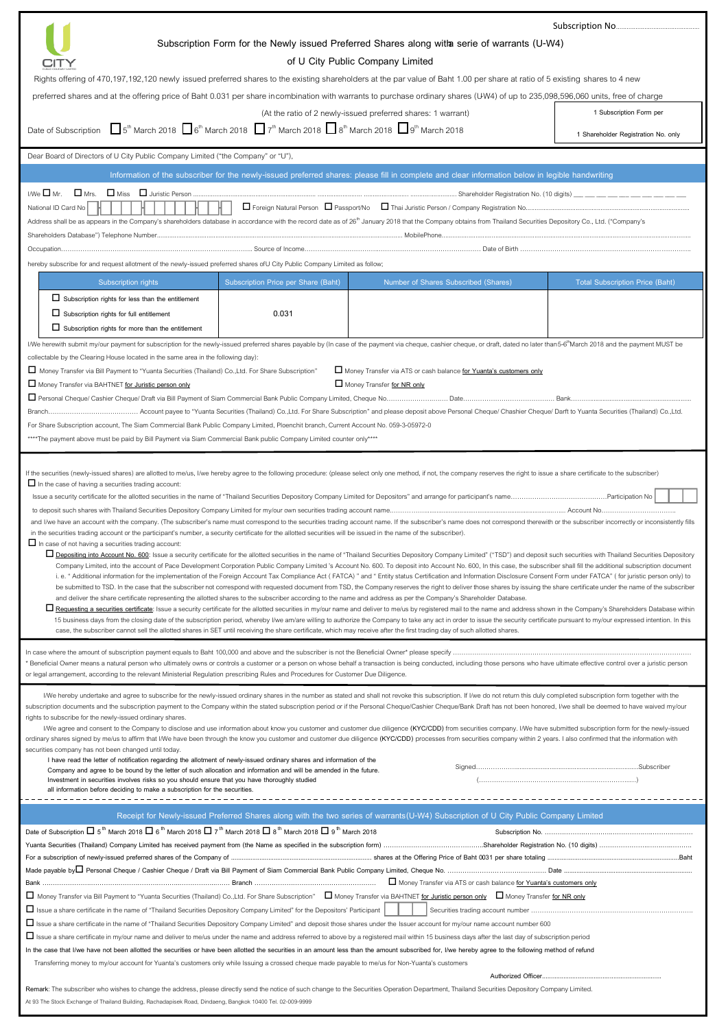Subscription No.............................................

# Subscription Form for the Newly issued Preferred Shares along with a serie of warrants (U-W4)

## of U City Public Company Limited

Rights offering of 470,197,192,120 newly issued preferred shares to the existing shareholders at the par value of Baht 1.00 per share at ratio of 5 existing shares to 4 new preferred shares and at the offering price of Baht 0.031 per share in combination with warrants to purchase ordinary shares (U-W4) of up to 235,098,596,060 units, free of charge

(At the ratio of 2 newly-issued preferred shares: 1 warrant)

1 Subscription Form per 1 Shareholder Registration No. only

Date of Subscription ☐ 5th March 2018 ☐ 6th March 2018 ☐ 7th March 2018 ☐ 8th March 2018 ☐ 9th March 2018

Dear Board of Directors of U City Public Company Limited ("the Company" or "U"),

**Information of the subscriber for the newly-issued preferred shares: please fill in complete and clear information below in legible handwriting**

I/We ☐ Mr. ☐ Mrs. ☐ Miss ☐ Juristic Person ............................................................ Shareholder Registration No. (10 digits) __ __ __ __ __ __ __ __ __ __

National ID Card No ☐☐☐☐☐☐☐☐☐☐☐☐☐ ☐ Foreign Natural Person ☐ Passport/No ☐ Thai Juristic Person / Company Registration No.............................

Address shall be as appears in the Company's shareholders database in accordance with the record date as of 26th January 2018 that the Company obtains from Thailand Securities Depository Co., Ltd. ("Company's Shareholders Database") Telephone Number.................................... MobilePhone....................................

Occupation.................................... Source of Income.................................... Date of Birth ....................................

hereby subscribe for and request allotment of the newly-issued preferred shares of U City Public Company Limited as follow;

| Subscription rights | Subscription Price per Share (Baht) | Number of Shares Subscribed (Shares) | Total Subscription Price (Baht) |
|---|---|---|---|
| ☐ Subscription rights for less than the entitlement<br>☐ Subscription rights for full entitlement<br>☐ Subscription rights for more than the entitlement | 0.031 | | |

I/We herewith submit my/our payment for subscription for the newly-issued preferred shares payable by (In case of the payment via cheque, cashier cheque, or draft, dated no later than 5-6th March 2018 and the payment MUST be collectable by the Clearing House located in the same area in the following day):

☐ Money Transfer via Bill Payment to "Yuanta Securities (Thailand) Co.,Ltd. For Share Subscription" ☐ Money Transfer via ATS or cash balance for Yuanta's customers only

☐ Money Transfer via BAHTNET for Juristic person only ☐ Money Transfer for NR only

☐ Personal Cheque/ Cashier Cheque/ Draft via Bill Payment of Siam Commercial Bank Public Company Limited, Cheque No.............................. Date.............................. Bank..............................

Branch.............................. Account payee to "Yuanta Securities (Thailand) Co.,Ltd. For Share Subscription" and please deposit above Personal Cheque/ Chashier Cheque/ Darft to Yuanta Securities (Thailand) Co.,Ltd. For Share Subscription account, The Siam Commercial Bank Public Company Limited, Ploenchit branch, Current Account No. 059-3-05972-0

\*\*\*\*The payment above must be paid by Bill Payment via Siam Commercial Bank public Company Limited counter only\*\*\*\*

If the securities (newly-issued shares) are allotted to me/us, I/we hereby agree to the following procedure: (please select only one method, if not, the company reserves the right to issue a share certificate to the subscriber)

☐ In the case of having a securities trading account:

Issue a security certificate for the allotted securities in the name of "Thailand Securities Depository Company Limited for Depositors" and arrange for participant's name.............................. Participation No ☐☐☐ to deposit such shares with Thailand Securities Depository Company Limited for my/our own securities trading account name.............................. Account No..............................

and I/we have an account with the company. (The subscriber's name must correspond to the securities trading account name. If the subscriber's name does not correspond therewith or the subscriber incorrectly or inconsistently fills in the securities trading account or the participant's number, a security certificate for the allotted securities will be issued in the name of the subscriber).

☐ In case of not having a securities trading account:

☐ Depositing into Account No. 600: Issue a security certificate for the allotted securities in the name of "Thailand Securities Depository Company Limited" ("TSD") and deposit such securities with Thailand Securities Depository Company Limited, into the account of Pace Development Corporation Public Company Limited 's Account No. 600. To deposit into Account No. 600, In this case, the subscriber shall fill the additional subscription document i. e. " Additional information for the implementation of the Foreign Account Tax Compliance Act ( FATCA) " and " Entity status Certification and Information Disclosure Consent Form under FATCA" ( for juristic person only) to be submitted to TSD. In the case that the subscriber not correspond with requested document from TSD, the Company reserves the right to deliver those shares by issuing the share certificate under the name of the subscriber and deliver the share certificate representing the allotted shares to the subscriber according to the name and address as per the Company's Shareholder Database.

☐ Requesting a securities certificate: Issue a security certificate for the allotted securities in my/our name and deliver to me/us by registered mail to the name and address shown in the Company's Shareholders Database within 15 business days from the closing date of the subscription period, whereby I/we am/are willing to authorize the Company to take any act in order to issue the security certificate pursuant to my/our expressed intention. In this case, the subscriber cannot sell the allotted shares in SET until receiving the share certificate, which may receive after the first trading day of such allotted shares.

In case where the amount of subscription payment equals to Baht 100,000 and above and the subscriber is not the Beneficial Owner\* please specify ..............................

\* Beneficial Owner means a natural person who ultimately owns or controls a customer or a person on whose behalf a transaction is being conducted, including those persons who have ultimate effective control over a juristic person or legal arrangement, according to the relevant Ministerial Regulation prescribing Rules and Procedures for Customer Due Diligence.

I/We hereby undertake and agree to subscribe for the newly-issued ordinary shares in the number as stated and shall not revoke this subscription. If I/we do not return this duly completed subscription form together with the subscription documents and the subscription payment to the Company within the stated subscription period or if the Personal Cheque/Cashier Cheque/Bank Draft has not been honored, I/we shall be deemed to have waived my/our rights to subscribe for the newly-issued ordinary shares.

I/We agree and consent to the Company to disclose and use information about know you customer and customer due diligence (KYC/CDD) from securities company. I/We have submitted subscription form for the newly-issued ordinary shares signed by me/us to affirm that I/We have been through the know you customer and customer due diligence (KYC/CDD) processes from securities company within 2 years. I also confirmed that the information with securities company has not been changed until today.

I have read the letter of notification regarding the allotment of newly-issued ordinary shares and information of the Company and agree to be bound by the letter of such allocation and information and will be amended in the future. Investment in securities involves risks so you should ensure that you have thoroughly studied all information before deciding to make a subscription for the securities.

Signed.............................................................. Subscriber

(..............................................................)

---

**Receipt for Newly-issued Preferred Shares along with the two series of warrants (U-W4) Subscription of U City Public Company Limited**

Date of Subscription ☐ 5th March 2018 ☐ 6th March 2018 ☐ 7th March 2018 ☐ 8th March 2018 ☐ 9th March 2018 Subscription No. ..............................

Yuanta Securities (Thailand) Company Limited has received payment from (the Name as specified in the subscription form) .............................. Shareholder Registration No. (10 digits) ..............................

For a subscription of newly-issued preferred shares of the Company of .............................. shares at the Offering Price of Baht 0.031 per share totaling .............................. Baht

Made payable by ☐ Personal Cheque / Cashier Cheque / Draft via Bill Payment of Siam Commercial Bank Public Company Limited, Cheque No. .............................. Date ..............................

Bank .............................. Branch .............................. ☐ Money Transfer via ATS or cash balance for Yuanta's customers only

☐ Money Transfer via Bill Payment to "Yuanta Securities (Thailand) Co.,Ltd. For Share Subscription" ☐ Money Transfer via BAHTNET for Juristic person only ☐ Money Transfer for NR only

☐ Issue a share certificate in the name of "Thailand Securities Depository Company Limited" for the Depositors' Participant ☐☐☐ Securities trading account number ..............................

☐ Issue a share certificate in the name of "Thailand Securities Depository Company Limited" and deposit those shares under the Issuer account for my/our name account number 600

☐ Issue a share certificate in my/our name and deliver to me/us under the name and address referred to above by a registered mail within 15 business days after the last day of subscription period

In the case that I/we have not been allotted the securities or have been allotted the securities in an amount less than the amount subscribed for, I/we hereby agree to the following method of refund

Transferring money to my/our account for Yuanta's customers only while Issuing a crossed cheque made payable to me/us for Non-Yuanta's customers

Authorized Officer..............................

Remark: The subscriber who wishes to change the address, please directly send the notice of such change to the Securities Operation Department, Thailand Securities Depository Company Limited.

At 93 The Stock Exchange of Thailand Building, Rachadapisek Road, Dindaeng, Bangkok 10400 Tel. 02-009-9999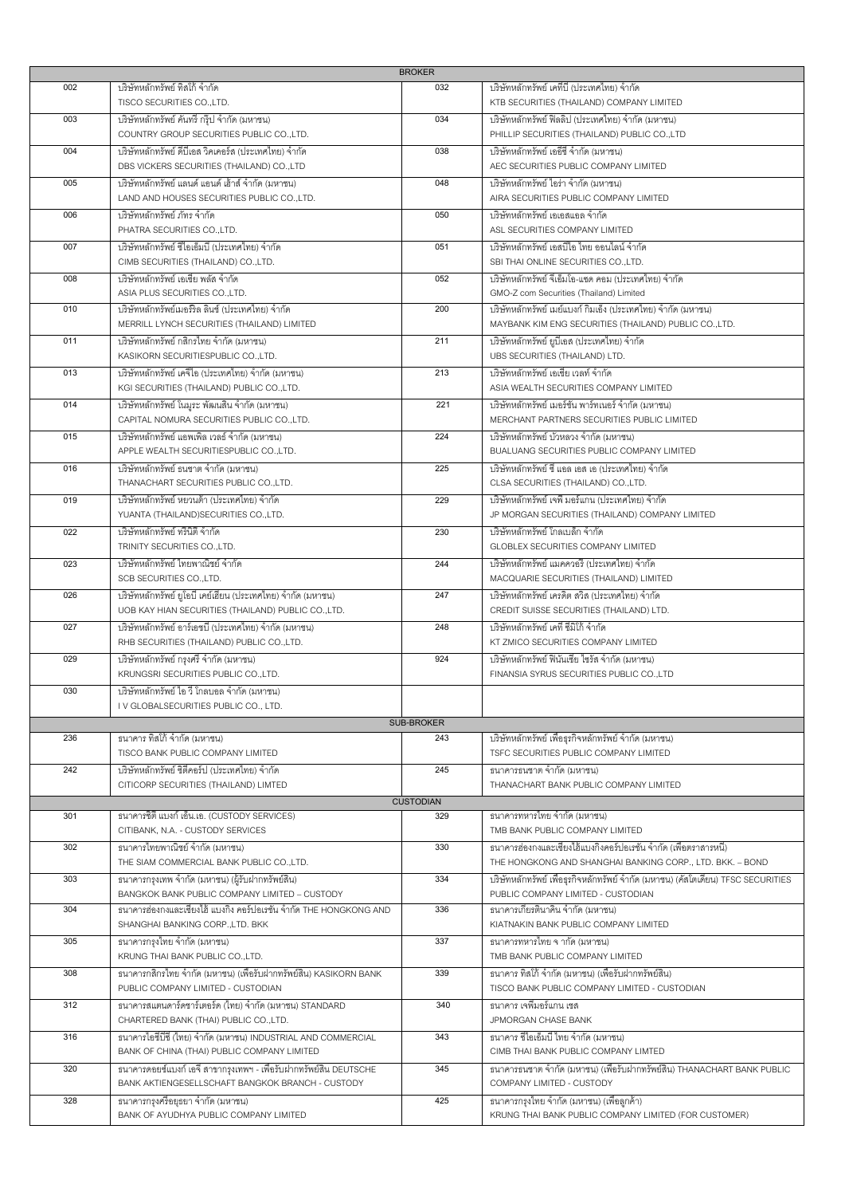| | | | |
|---|---|---|---|
| **BROKER** | | | |
| 002 | บริษัทหลักทรัพย์ ทิสโก้ จำกัด<br>TISCO SECURITIES CO.,LTD. | 032 | บริษัทหลักทรัพย์ เคทีบี (ประเทศไทย) จำกัด<br>KTB SECURITIES (THAILAND) COMPANY LIMITED |
| 003 | บริษัทหลักทรัพย์ คันทรี่ กรุ๊ป จำกัด (มหาชน)<br>COUNTRY GROUP SECURITIES PUBLIC CO.,LTD. | 034 | บริษัทหลักทรัพย์ ฟิลลิป (ประเทศไทย) จำกัด (มหาชน)<br>PHILLIP SECURITIES (THAILAND) PUBLIC CO.,LTD |
| 004 | บริษัทหลักทรัพย์ ดีบีเอส วิคเคอร์ส (ประเทศไทย) จำกัด<br>DBS VICKERS SECURITIES (THAILAND) CO.,LTD | 038 | บริษัทหลักทรัพย์ เออีซี จำกัด (มหาชน)<br>AEC SECURITIES PUBLIC COMPANY LIMITED |
| 005 | บริษัทหลักทรัพย์ แลนด์ แอนด์ เฮ้าส์ จำกัด (มหาชน)<br>LAND AND HOUSES SECURITIES PUBLIC CO.,LTD. | 048 | บริษัทหลักทรัพย์ ไอร่า จำกัด (มหาชน)<br>AIRA SECURITIES PUBLIC COMPANY LIMITED |
| 006 | บริษัทหลักทรัพย์ ภัทร จำกัด<br>PHATRA SECURITIES CO.,LTD. | 050 | บริษัทหลักทรัพย์ เอเอสแอล จำกัด<br>ASL SECURITIES COMPANY LIMITED |
| 007 | บริษัทหลักทรัพย์ ซีไอเอ็มบี (ประเทศไทย) จำกัด<br>CIMB SECURITIES (THAILAND) CO.,LTD. | 051 | บริษัทหลักทรัพย์ เอสบีไอ ไทย ออนไลน์ จำกัด<br>SBI THAI ONLINE SECURITIES CO.,LTD. |
| 008 | บริษัทหลักทรัพย์ เอเซีย พลัส จำกัด<br>ASIA PLUS SECURITIES CO.,LTD. | 052 | บริษัทหลักทรัพย์ จีเอ็มโอ-แซด คอม (ประเทศไทย) จำกัด<br>GMO-Z com Securities (Thailand) Limited |
| 010 | บริษัทหลักทรัพย์เมอร์ริล ลินช์ (ประเทศไทย) จำกัด<br>MERRILL LYNCH SECURITIES (THAILAND) LIMITED | 200 | บริษัทหลักทรัพย์ เมย์แบงก์ กิมเอ็ง (ประเทศไทย) จำกัด (มหาชน)<br>MAYBANK KIM ENG SECURITIES (THAILAND) PUBLIC CO.,LTD. |
| 011 | บริษัทหลักทรัพย์ กสิกรไทย จำกัด (มหาชน)<br>KASIKORN SECURITIESPUBLIC CO.,LTD. | 211 | บริษัทหลักทรัพย์ ยูบีเอส (ประเทศไทย) จำกัด<br>UBS SECURITIES (THAILAND) LTD. |
| 013 | บริษัทหลักทรัพย์ เคจีไอ (ประเทศไทย) จำกัด (มหาชน)<br>KGI SECURITIES (THAILAND) PUBLIC CO.,LTD. | 213 | บริษัทหลักทรัพย์ เอเซีย เวลท์ จำกัด<br>ASIA WEALTH SECURITIES COMPANY LIMITED |
| 014 | บริษัทหลักทรัพย์ โนมูระ พัฒนสิน จำกัด (มหาชน)<br>CAPITAL NOMURA SECURITIES PUBLIC CO.,LTD. | 221 | บริษัทหลักทรัพย์ เมอร์ชั่น พาร์ทเนอร์ จำกัด (มหาชน)<br>MERCHANT PARTNERS SECURITIES PUBLIC LIMITED |
| 015 | บริษัทหลักทรัพย์ แอพเพิล เวลธ์ จำกัด (มหาชน)<br>APPLE WEALTH SECURITIESPUBLIC CO.,LTD. | 224 | บริษัทหลักทรัพย์ บัวหลวง จำกัด (มหาชน)<br>BUALUANG SECURITIES PUBLIC COMPANY LIMITED |
| 016 | บริษัทหลักทรัพย์ ธนชาต จำกัด (มหาชน)<br>THANACHART SECURITIES PUBLIC CO.,LTD. | 225 | บริษัทหลักทรัพย์ ซี แอล เอส เอ (ประเทศไทย) จำกัด<br>CLSA SECURITIES (THAILAND) CO.,LTD. |
| 019 | บริษัทหลักทรัพย์ หยวนต้า (ประเทศไทย) จำกัด<br>YUANTA (THAILAND)SECURITIES CO.,LTD. | 229 | บริษัทหลักทรัพย์ เจพี มอร์แกน (ประเทศไทย) จำกัด<br>JP MORGAN SECURITIES (THAILAND) COMPANY LIMITED |
| 022 | บริษัทหลักทรัพย์ ทรีนีตี้ จำกัด<br>TRINITY SECURITIES CO.,LTD. | 230 | บริษัทหลักทรัพย์ โกลเบล็ก จำกัด<br>GLOBLEX SECURITIES COMPANY LIMITED |
| 023 | บริษัทหลักทรัพย์ ไทยพาณิชย์ จำกัด<br>SCB SECURITIES CO.,LTD. | 244 | บริษัทหลักทรัพย์ แมคควอรี (ประเทศไทย) จำกัด<br>MACQUARIE SECURITIES (THAILAND) LIMITED |
| 026 | บริษัทหลักทรัพย์ ยูโอบี เคย์เฮียน (ประเทศไทย) จำกัด (มหาชน)<br>UOB KAY HIAN SECURITIES (THAILAND) PUBLIC CO.,LTD. | 247 | บริษัทหลักทรัพย์ เครดิต สวิส (ประเทศไทย) จำกัด<br>CREDIT SUISSE SECURITIES (THAILAND) LTD. |
| 027 | บริษัทหลักทรัพย์ อาร์เอชบี (ประเทศไทย) จำกัด (มหาชน)<br>RHB SECURITIES (THAILAND) PUBLIC CO.,LTD. | 248 | บริษัทหลักทรัพย์ เคที ซีมิโก้ จำกัด<br>KT ZMICO SECURITIES COMPANY LIMITED |
| 029 | บริษัทหลักทรัพย์ กรุงศรี จำกัด (มหาชน)<br>KRUNGSRI SECURITIES PUBLIC CO.,LTD. | 924 | บริษัทหลักทรัพย์ ฟินันเซีย ไซรัส จำกัด (มหาชน)<br>FINANSIA SYRUS SECURITIES PUBLIC CO.,LTD |
| 030 | บริษัทหลักทรัพย์ ไอ วี โกลบอล จำกัด (มหาชน)<br>I V GLOBALSECURITIES PUBLIC CO., LTD. | | |
| **SUB-BROKER** | | | |
| 236 | ธนาคาร ทิสโก้ จำกัด (มหาชน)<br>TISCO BANK PUBLIC COMPANY LIMITED | 243 | บริษัทหลักทรัพย์ เพื่อธุรกิจหลักทรัพย์ จำกัด (มหาชน)<br>TSFC SECURITIES PUBLIC COMPANY LIMITED |
| 242 | บริษัทหลักทรัพย์ ซิตี้คอร์ป (ประเทศไทย) จำกัด<br>CITICORP SECURITIES (THAILAND) LIMTED | 245 | ธนาคารธนชาต จำกัด (มหาชน)<br>THANACHART BANK PUBLIC COMPANY LIMITED |
| **CUSTODIAN** | | | |
| 301 | ธนาคารซิตี้ แบงก์ เอ็น.เอ. (CUSTODY SERVICES)<br>CITIBANK, N.A. - CUSTODY SERVICES | 329 | ธนาคารทหารไทย จำกัด (มหาชน)<br>TMB BANK PUBLIC COMPANY LIMITED |
| 302 | ธนาคารไทยพาณิชย์ จำกัด (มหาชน)<br>THE SIAM COMMERCIAL BANK PUBLIC CO.,LTD. | 330 | ธนาคารฮ่องกงและเซี่ยงไฮ้แบงกิ้งคอร์ปอเรชั่น จำกัด (เพื่อตราสารหนี้)<br>THE HONGKONG AND SHANGHAI BANKING CORP., LTD. BKK. – BOND |
| 303 | ธนาคารกรุงเทพ จำกัด (มหาชน) (ผู้รับฝากทรัพย์สิน)<br>BANGKOK BANK PUBLIC COMPANY LIMITED – CUSTODY | 334 | บริษัทหลักทรัพย์ เพื่อธุรกิจหลักทรัพย์ จำกัด (มหาชน) (คัสโตเดียน) TFSC SECURITIES PUBLIC COMPANY LIMITED - CUSTODIAN |
| 304 | ธนาคารฮ่องกงและเซี่ยงไฮ้ แบงกิ้ง คอร์ปอเรชั่น จำกัด THE HONGKONG AND SHANGHAI BANKING CORP.,LTD. BKK | 336 | ธนาคารเกียรตินาคิน จำกัด (มหาชน)<br>KIATNAKIN BANK PUBLIC COMPANY LIMITED |
| 305 | ธนาคารกรุงไทย จำกัด (มหาชน)<br>KRUNG THAI BANK PUBLIC CO.,LTD. | 337 | ธนาคารทหารไทย จ ากัด (มหาชน)<br>TMB BANK PUBLIC COMPANY LIMITED |
| 308 | ธนาคารกสิกรไทย จำกัด (มหาชน) (เพื่อรับฝากทรัพย์สิน) KASIKORN BANK PUBLIC COMPANY LIMITED - CUSTODIAN | 339 | ธนาคาร ทิสโก้ จำกัด (มหาชน) (เพื่อรับฝากทรัพย์สิน)<br>TISCO BANK PUBLIC COMPANY LIMITED - CUSTODIAN |
| 312 | ธนาคารสแตนดาร์ดชาร์เตอร์ด (ไทย) จำกัด (มหาชน) STANDARD CHARTERED BANK (THAI) PUBLIC CO.,LTD. | 340 | ธนาคาร เจพีมอร์แกน เชส<br>JPMORGAN CHASE BANK |
| 316 | ธนาคารไอซีบีซี (ไทย) จำกัด (มหาชน) INDUSTRIAL AND COMMERCIAL BANK OF CHINA (THAI) PUBLIC COMPANY LIMITED | 343 | ธนาคาร ซีไอเอ็มบี ไทย จำกัด (มหาชน)<br>CIMB THAI BANK PUBLIC COMPANY LIMTED |
| 320 | ธนาคารดอยซ์แบงก์ เอจี สาขากรุงเทพฯ - เพื่อรับฝากทรัพย์สิน DEUTSCHE BANK AKTIENGESELLSCHAFT BANGKOK BRANCH - CUSTODY | 345 | ธนาคารธนชาต จำกัด (มหาชน) (เพื่อรับฝากทรัพย์สิน) THANACHART BANK PUBLIC COMPANY LIMITED - CUSTODY |
| 328 | ธนาคารกรุงศรีอยุธยา จำกัด (มหาชน)<br>BANK OF AYUDHYA PUBLIC COMPANY LIMITED | 425 | ธนาคารกรุงไทย จำกัด (มหาชน) (เพื่อลูกค้า)<br>KRUNG THAI BANK PUBLIC COMPANY LIMITED (FOR CUSTOMER) |